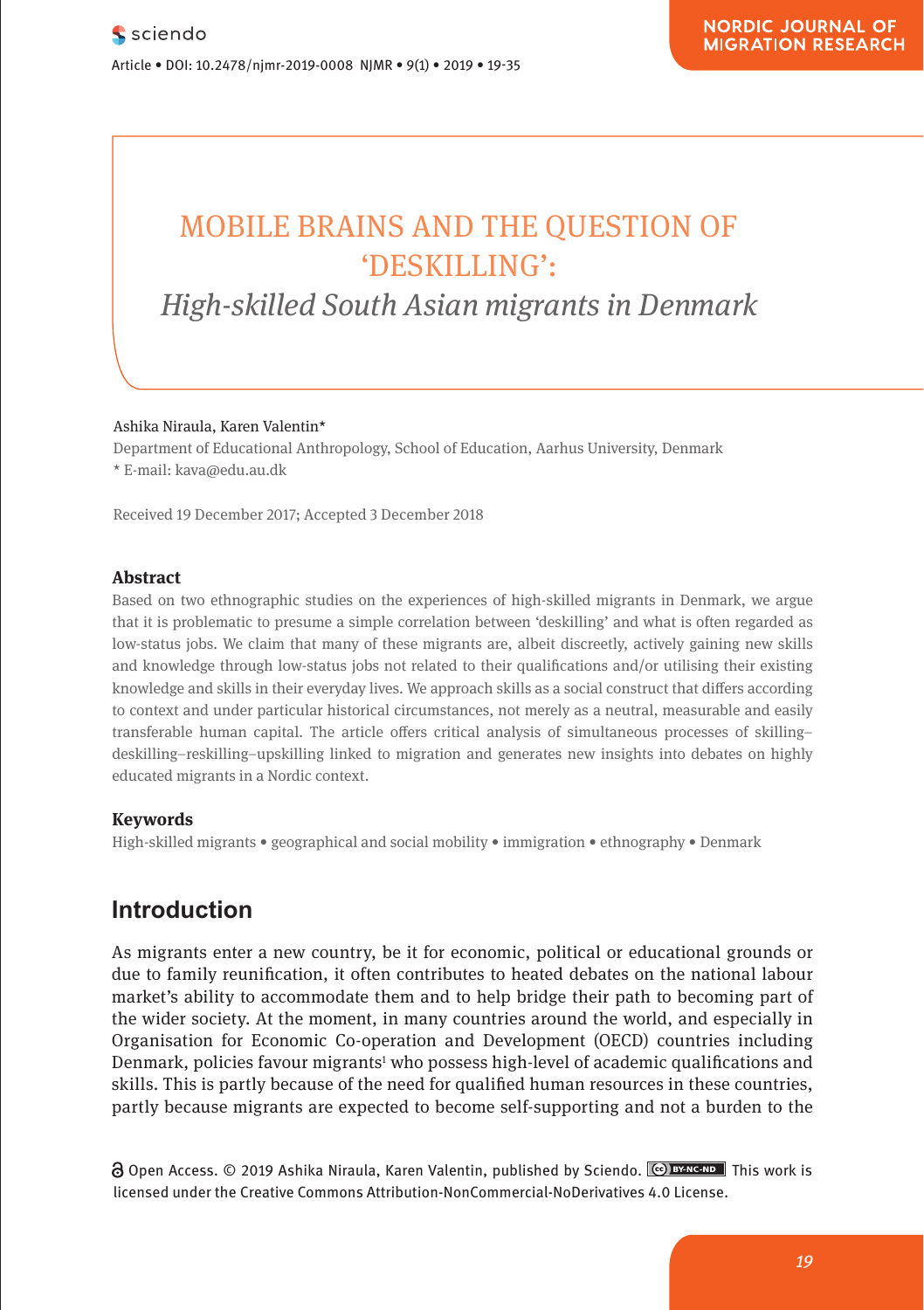# MOBILE BRAINS AND THE QUESTION OF 'DESKILLING':

## *High-skilled South Asian migrants in Denmark*

Ashika Niraula, Karen Valentin*

Department of Educational Anthropology, School of Education, Aarhus University, Denmark

* E-mail: kava@edu.au.dk

Received 19 December 2017; Accepted 3 December 2018

### Abstract

Based on two ethnographic studies on the experiences of high-skilled migrants in Denmark, we argue that it is problematic to presume a simple correlation between 'deskilling' and what is often regarded as low-status jobs. We claim that many of these migrants are, albeit discreetly, actively gaining new skills and knowledge through low-status jobs not related to their qualifications and/or utilising their existing knowledge and skills in their everyday lives. We approach skills as a social construct that differs according to context and under particular historical circumstances, not merely as a neutral, measurable and easily transferable human capital. The article offers critical analysis of simultaneous processes of skilling–deskilling–reskilling–upskilling linked to migration and generates new insights into debates on highly educated migrants in a Nordic context.

### Keywords

High-skilled migrants • geographical and social mobility • immigration • ethnography • Denmark

## Introduction

As migrants enter a new country, be it for economic, political or educational grounds or due to family reunification, it often contributes to heated debates on the national labour market's ability to accommodate them and to help bridge their path to becoming part of the wider society. At the moment, in many countries around the world, and especially in Organisation for Economic Co-operation and Development (OECD) countries including Denmark, policies favour migrants[1] who possess high-level of academic qualifications and skills. This is partly because of the need for qualified human resources in these countries, partly because migrants are expected to become self-supporting and not a burden to the

Open Access. © 2019 Ashika Niraula, Karen Valentin, published by Sciendo. This work is licensed under the Creative Commons Attribution-NonCommercial-NoDerivatives 4.0 License.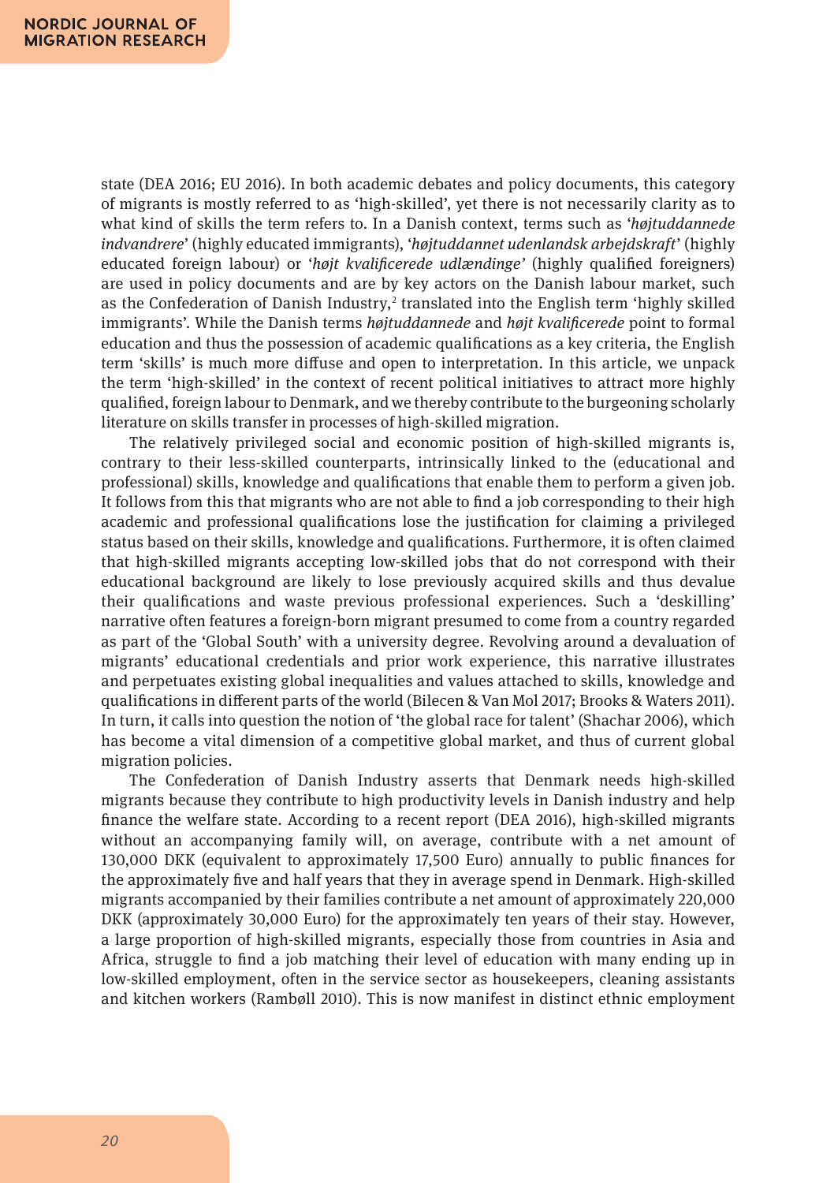state (DEA 2016; EU 2016). In both academic debates and policy documents, this category of migrants is mostly referred to as 'high-skilled', yet there is not necessarily clarity as to what kind of skills the term refers to. In a Danish context, terms such as '*højtuddannede indvandrere*' (highly educated immigrants), '*højtuddannet udenlandsk arbejdskraft*' (highly educated foreign labour) or '*højt kvalificerede udlændinge*' (highly qualified foreigners) are used in policy documents and are by key actors on the Danish labour market, such as the Confederation of Danish Industry,[2] translated into the English term 'highly skilled immigrants'. While the Danish terms *højtuddannede* and *højt kvalificerede* point to formal education and thus the possession of academic qualifications as a key criteria, the English term 'skills' is much more diffuse and open to interpretation. In this article, we unpack the term 'high-skilled' in the context of recent political initiatives to attract more highly qualified, foreign labour to Denmark, and we thereby contribute to the burgeoning scholarly literature on skills transfer in processes of high-skilled migration.

The relatively privileged social and economic position of high-skilled migrants is, contrary to their less-skilled counterparts, intrinsically linked to the (educational and professional) skills, knowledge and qualifications that enable them to perform a given job. It follows from this that migrants who are not able to find a job corresponding to their high academic and professional qualifications lose the justification for claiming a privileged status based on their skills, knowledge and qualifications. Furthermore, it is often claimed that high-skilled migrants accepting low-skilled jobs that do not correspond with their educational background are likely to lose previously acquired skills and thus devalue their qualifications and waste previous professional experiences. Such a 'deskilling' narrative often features a foreign-born migrant presumed to come from a country regarded as part of the 'Global South' with a university degree. Revolving around a devaluation of migrants' educational credentials and prior work experience, this narrative illustrates and perpetuates existing global inequalities and values attached to skills, knowledge and qualifications in different parts of the world (Bilecen & Van Mol 2017; Brooks & Waters 2011). In turn, it calls into question the notion of 'the global race for talent' (Shachar 2006), which has become a vital dimension of a competitive global market, and thus of current global migration policies.

The Confederation of Danish Industry asserts that Denmark needs high-skilled migrants because they contribute to high productivity levels in Danish industry and help finance the welfare state. According to a recent report (DEA 2016), high-skilled migrants without an accompanying family will, on average, contribute with a net amount of 130,000 DKK (equivalent to approximately 17,500 Euro) annually to public finances for the approximately five and half years that they in average spend in Denmark. High-skilled migrants accompanied by their families contribute a net amount of approximately 220,000 DKK (approximately 30,000 Euro) for the approximately ten years of their stay. However, a large proportion of high-skilled migrants, especially those from countries in Asia and Africa, struggle to find a job matching their level of education with many ending up in low-skilled employment, often in the service sector as housekeepers, cleaning assistants and kitchen workers (Rambøll 2010). This is now manifest in distinct ethnic employment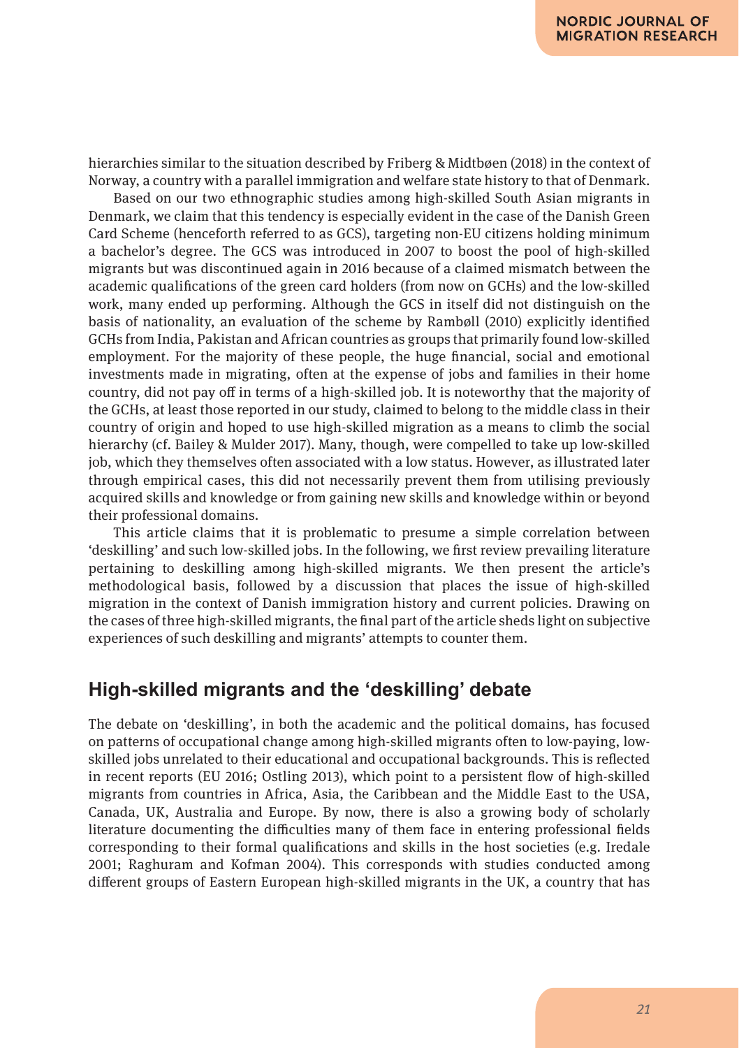hierarchies similar to the situation described by Friberg & Midtbøen (2018) in the context of Norway, a country with a parallel immigration and welfare state history to that of Denmark.

Based on our two ethnographic studies among high-skilled South Asian migrants in Denmark, we claim that this tendency is especially evident in the case of the Danish Green Card Scheme (henceforth referred to as GCS), targeting non-EU citizens holding minimum a bachelor's degree. The GCS was introduced in 2007 to boost the pool of high-skilled migrants but was discontinued again in 2016 because of a claimed mismatch between the academic qualifications of the green card holders (from now on GCHs) and the low-skilled work, many ended up performing. Although the GCS in itself did not distinguish on the basis of nationality, an evaluation of the scheme by Rambøll (2010) explicitly identified GCHs from India, Pakistan and African countries as groups that primarily found low-skilled employment. For the majority of these people, the huge financial, social and emotional investments made in migrating, often at the expense of jobs and families in their home country, did not pay off in terms of a high-skilled job. It is noteworthy that the majority of the GCHs, at least those reported in our study, claimed to belong to the middle class in their country of origin and hoped to use high-skilled migration as a means to climb the social hierarchy (cf. Bailey & Mulder 2017). Many, though, were compelled to take up low-skilled job, which they themselves often associated with a low status. However, as illustrated later through empirical cases, this did not necessarily prevent them from utilising previously acquired skills and knowledge or from gaining new skills and knowledge within or beyond their professional domains.

This article claims that it is problematic to presume a simple correlation between 'deskilling' and such low-skilled jobs. In the following, we first review prevailing literature pertaining to deskilling among high-skilled migrants. We then present the article's methodological basis, followed by a discussion that places the issue of high-skilled migration in the context of Danish immigration history and current policies. Drawing on the cases of three high-skilled migrants, the final part of the article sheds light on subjective experiences of such deskilling and migrants' attempts to counter them.

## High-skilled migrants and the 'deskilling' debate

The debate on 'deskilling', in both the academic and the political domains, has focused on patterns of occupational change among high-skilled migrants often to low-paying, low-skilled jobs unrelated to their educational and occupational backgrounds. This is reflected in recent reports (EU 2016; Ostling 2013), which point to a persistent flow of high-skilled migrants from countries in Africa, Asia, the Caribbean and the Middle East to the USA, Canada, UK, Australia and Europe. By now, there is also a growing body of scholarly literature documenting the difficulties many of them face in entering professional fields corresponding to their formal qualifications and skills in the host societies (e.g. Iredale 2001; Raghuram and Kofman 2004). This corresponds with studies conducted among different groups of Eastern European high-skilled migrants in the UK, a country that has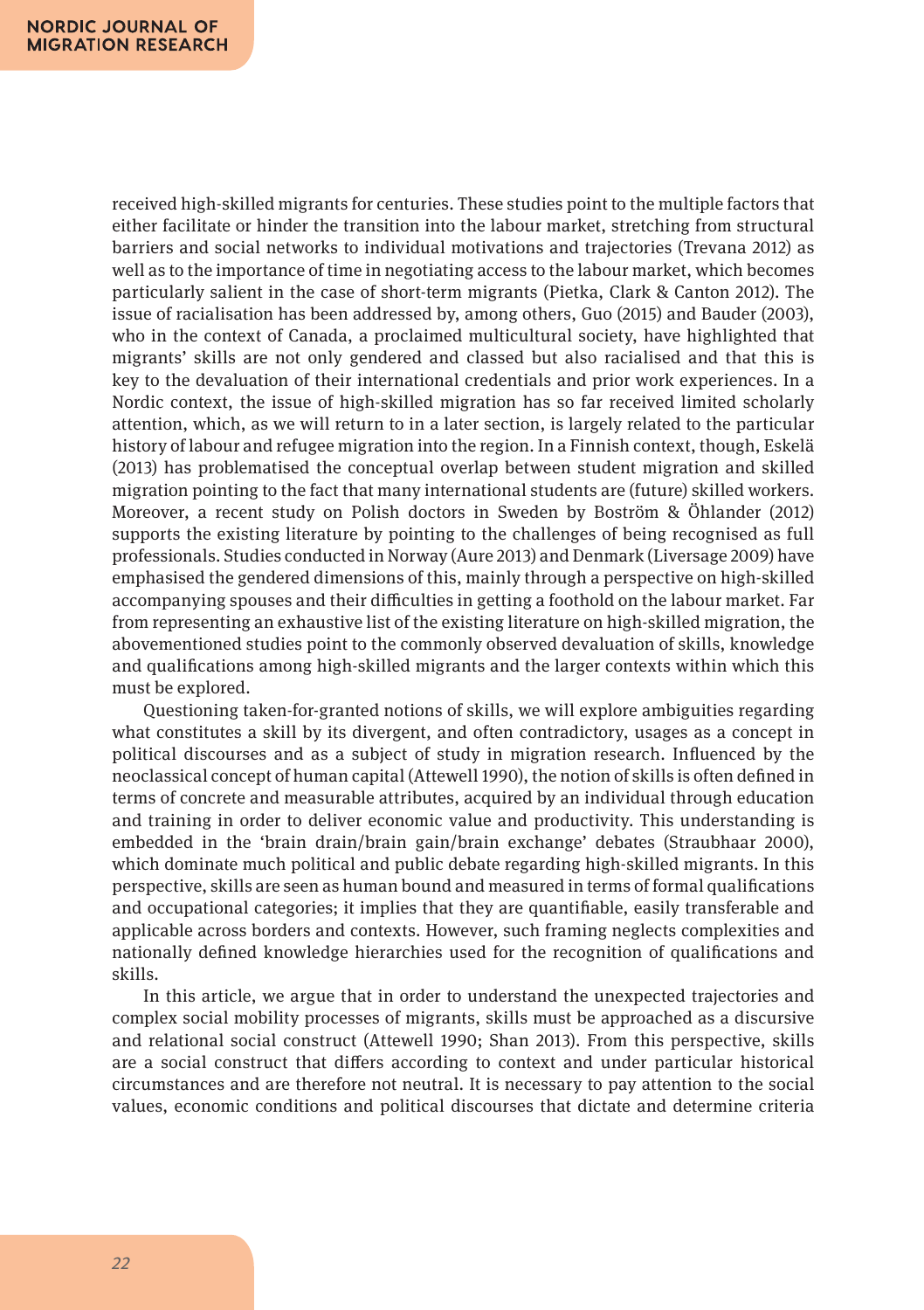received high-skilled migrants for centuries. These studies point to the multiple factors that either facilitate or hinder the transition into the labour market, stretching from structural barriers and social networks to individual motivations and trajectories (Trevana 2012) as well as to the importance of time in negotiating access to the labour market, which becomes particularly salient in the case of short-term migrants (Pietka, Clark & Canton 2012). The issue of racialisation has been addressed by, among others, Guo (2015) and Bauder (2003), who in the context of Canada, a proclaimed multicultural society, have highlighted that migrants' skills are not only gendered and classed but also racialised and that this is key to the devaluation of their international credentials and prior work experiences. In a Nordic context, the issue of high-skilled migration has so far received limited scholarly attention, which, as we will return to in a later section, is largely related to the particular history of labour and refugee migration into the region. In a Finnish context, though, Eskelä (2013) has problematised the conceptual overlap between student migration and skilled migration pointing to the fact that many international students are (future) skilled workers. Moreover, a recent study on Polish doctors in Sweden by Boström & Öhlander (2012) supports the existing literature by pointing to the challenges of being recognised as full professionals. Studies conducted in Norway (Aure 2013) and Denmark (Liversage 2009) have emphasised the gendered dimensions of this, mainly through a perspective on high-skilled accompanying spouses and their difficulties in getting a foothold on the labour market. Far from representing an exhaustive list of the existing literature on high-skilled migration, the abovementioned studies point to the commonly observed devaluation of skills, knowledge and qualifications among high-skilled migrants and the larger contexts within which this must be explored.

Questioning taken-for-granted notions of skills, we will explore ambiguities regarding what constitutes a skill by its divergent, and often contradictory, usages as a concept in political discourses and as a subject of study in migration research. Influenced by the neoclassical concept of human capital (Attewell 1990), the notion of skills is often defined in terms of concrete and measurable attributes, acquired by an individual through education and training in order to deliver economic value and productivity. This understanding is embedded in the 'brain drain/brain gain/brain exchange' debates (Straubhaar 2000), which dominate much political and public debate regarding high-skilled migrants. In this perspective, skills are seen as human bound and measured in terms of formal qualifications and occupational categories; it implies that they are quantifiable, easily transferable and applicable across borders and contexts. However, such framing neglects complexities and nationally defined knowledge hierarchies used for the recognition of qualifications and skills.

In this article, we argue that in order to understand the unexpected trajectories and complex social mobility processes of migrants, skills must be approached as a discursive and relational social construct (Attewell 1990; Shan 2013). From this perspective, skills are a social construct that differs according to context and under particular historical circumstances and are therefore not neutral. It is necessary to pay attention to the social values, economic conditions and political discourses that dictate and determine criteria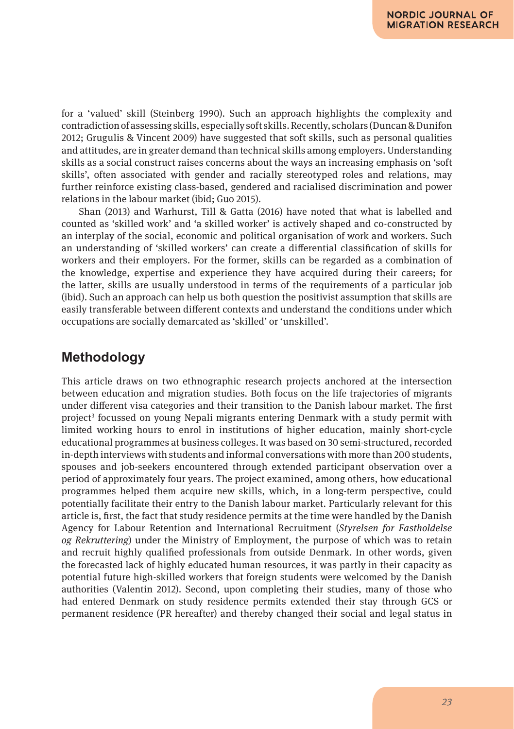for a 'valued' skill (Steinberg 1990). Such an approach highlights the complexity and contradiction of assessing skills, especially soft skills. Recently, scholars (Duncan & Dunifon 2012; Grugulis & Vincent 2009) have suggested that soft skills, such as personal qualities and attitudes, are in greater demand than technical skills among employers. Understanding skills as a social construct raises concerns about the ways an increasing emphasis on 'soft skills', often associated with gender and racially stereotyped roles and relations, may further reinforce existing class-based, gendered and racialised discrimination and power relations in the labour market (ibid; Guo 2015).

Shan (2013) and Warhurst, Till & Gatta (2016) have noted that what is labelled and counted as 'skilled work' and 'a skilled worker' is actively shaped and co-constructed by an interplay of the social, economic and political organisation of work and workers. Such an understanding of 'skilled workers' can create a differential classification of skills for workers and their employers. For the former, skills can be regarded as a combination of the knowledge, expertise and experience they have acquired during their careers; for the latter, skills are usually understood in terms of the requirements of a particular job (ibid). Such an approach can help us both question the positivist assumption that skills are easily transferable between different contexts and understand the conditions under which occupations are socially demarcated as 'skilled' or 'unskilled'.

## Methodology

This article draws on two ethnographic research projects anchored at the intersection between education and migration studies. Both focus on the life trajectories of migrants under different visa categories and their transition to the Danish labour market. The first project[3] focussed on young Nepali migrants entering Denmark with a study permit with limited working hours to enrol in institutions of higher education, mainly short-cycle educational programmes at business colleges. It was based on 30 semi-structured, recorded in-depth interviews with students and informal conversations with more than 200 students, spouses and job-seekers encountered through extended participant observation over a period of approximately four years. The project examined, among others, how educational programmes helped them acquire new skills, which, in a long-term perspective, could potentially facilitate their entry to the Danish labour market. Particularly relevant for this article is, first, the fact that study residence permits at the time were handled by the Danish Agency for Labour Retention and International Recruitment (*Styrelsen for Fastholdelse og Rekruttering*) under the Ministry of Employment, the purpose of which was to retain and recruit highly qualified professionals from outside Denmark. In other words, given the forecasted lack of highly educated human resources, it was partly in their capacity as potential future high-skilled workers that foreign students were welcomed by the Danish authorities (Valentin 2012). Second, upon completing their studies, many of those who had entered Denmark on study residence permits extended their stay through GCS or permanent residence (PR hereafter) and thereby changed their social and legal status in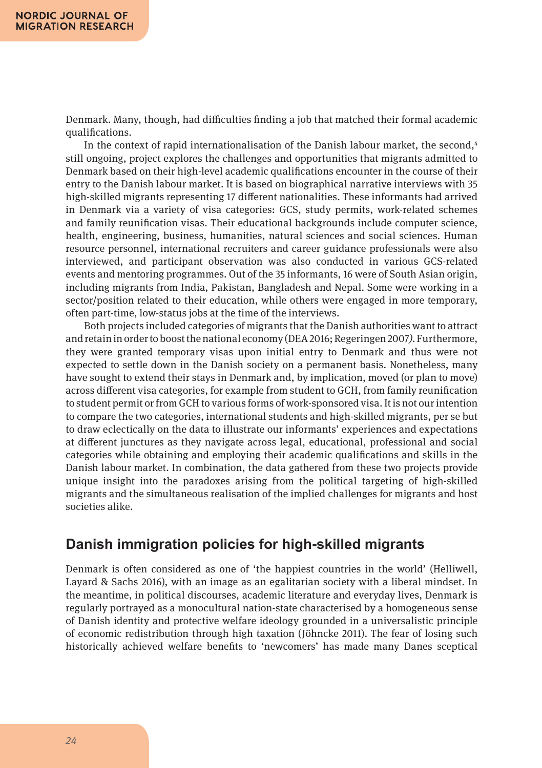Denmark. Many, though, had difficulties finding a job that matched their formal academic qualifications.

In the context of rapid internationalisation of the Danish labour market, the second,[4] still ongoing, project explores the challenges and opportunities that migrants admitted to Denmark based on their high-level academic qualifications encounter in the course of their entry to the Danish labour market. It is based on biographical narrative interviews with 35 high-skilled migrants representing 17 different nationalities. These informants had arrived in Denmark via a variety of visa categories: GCS, study permits, work-related schemes and family reunification visas. Their educational backgrounds include computer science, health, engineering, business, humanities, natural sciences and social sciences. Human resource personnel, international recruiters and career guidance professionals were also interviewed, and participant observation was also conducted in various GCS-related events and mentoring programmes. Out of the 35 informants, 16 were of South Asian origin, including migrants from India, Pakistan, Bangladesh and Nepal. Some were working in a sector/position related to their education, while others were engaged in more temporary, often part-time, low-status jobs at the time of the interviews.

Both projects included categories of migrants that the Danish authorities want to attract and retain in order to boost the national economy (DEA 2016; Regeringen 2007). Furthermore, they were granted temporary visas upon initial entry to Denmark and thus were not expected to settle down in the Danish society on a permanent basis. Nonetheless, many have sought to extend their stays in Denmark and, by implication, moved (or plan to move) across different visa categories, for example from student to GCH, from family reunification to student permit or from GCH to various forms of work-sponsored visa. It is not our intention to compare the two categories, international students and high-skilled migrants, per se but to draw eclectically on the data to illustrate our informants' experiences and expectations at different junctures as they navigate across legal, educational, professional and social categories while obtaining and employing their academic qualifications and skills in the Danish labour market. In combination, the data gathered from these two projects provide unique insight into the paradoxes arising from the political targeting of high-skilled migrants and the simultaneous realisation of the implied challenges for migrants and host societies alike.

## Danish immigration policies for high-skilled migrants

Denmark is often considered as one of 'the happiest countries in the world' (Helliwell, Layard & Sachs 2016), with an image as an egalitarian society with a liberal mindset. In the meantime, in political discourses, academic literature and everyday lives, Denmark is regularly portrayed as a monocultural nation-state characterised by a homogeneous sense of Danish identity and protective welfare ideology grounded in a universalistic principle of economic redistribution through high taxation (Jöhncke 2011). The fear of losing such historically achieved welfare benefits to 'newcomers' has made many Danes sceptical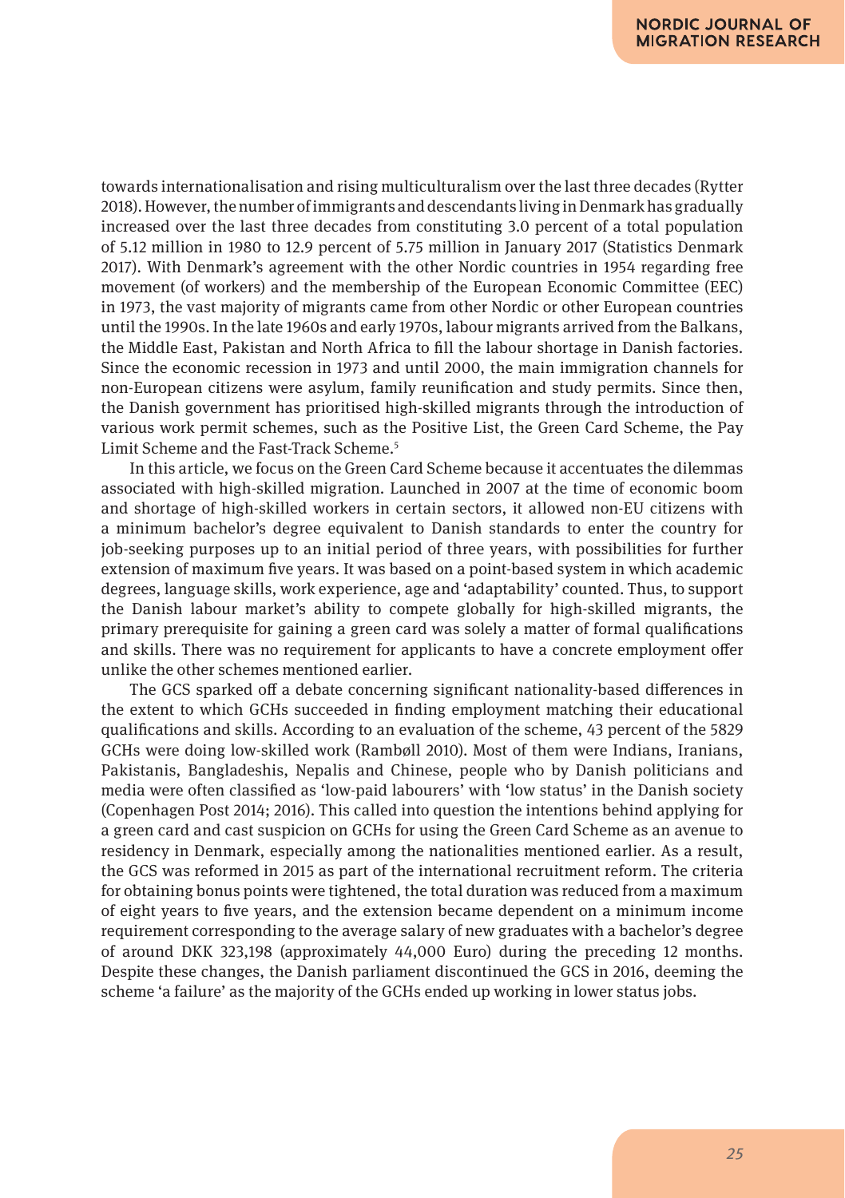towards internationalisation and rising multiculturalism over the last three decades (Rytter 2018). However, the number of immigrants and descendants living in Denmark has gradually increased over the last three decades from constituting 3.0 percent of a total population of 5.12 million in 1980 to 12.9 percent of 5.75 million in January 2017 (Statistics Denmark 2017). With Denmark's agreement with the other Nordic countries in 1954 regarding free movement (of workers) and the membership of the European Economic Committee (EEC) in 1973, the vast majority of migrants came from other Nordic or other European countries until the 1990s. In the late 1960s and early 1970s, labour migrants arrived from the Balkans, the Middle East, Pakistan and North Africa to fill the labour shortage in Danish factories. Since the economic recession in 1973 and until 2000, the main immigration channels for non-European citizens were asylum, family reunification and study permits. Since then, the Danish government has prioritised high-skilled migrants through the introduction of various work permit schemes, such as the Positive List, the Green Card Scheme, the Pay Limit Scheme and the Fast-Track Scheme.[5]

In this article, we focus on the Green Card Scheme because it accentuates the dilemmas associated with high-skilled migration. Launched in 2007 at the time of economic boom and shortage of high-skilled workers in certain sectors, it allowed non-EU citizens with a minimum bachelor's degree equivalent to Danish standards to enter the country for job-seeking purposes up to an initial period of three years, with possibilities for further extension of maximum five years. It was based on a point-based system in which academic degrees, language skills, work experience, age and 'adaptability' counted. Thus, to support the Danish labour market's ability to compete globally for high-skilled migrants, the primary prerequisite for gaining a green card was solely a matter of formal qualifications and skills. There was no requirement for applicants to have a concrete employment offer unlike the other schemes mentioned earlier.

The GCS sparked off a debate concerning significant nationality-based differences in the extent to which GCHs succeeded in finding employment matching their educational qualifications and skills. According to an evaluation of the scheme, 43 percent of the 5829 GCHs were doing low-skilled work (Rambøll 2010). Most of them were Indians, Iranians, Pakistanis, Bangladeshis, Nepalis and Chinese, people who by Danish politicians and media were often classified as 'low-paid labourers' with 'low status' in the Danish society (Copenhagen Post 2014; 2016). This called into question the intentions behind applying for a green card and cast suspicion on GCHs for using the Green Card Scheme as an avenue to residency in Denmark, especially among the nationalities mentioned earlier. As a result, the GCS was reformed in 2015 as part of the international recruitment reform. The criteria for obtaining bonus points were tightened, the total duration was reduced from a maximum of eight years to five years, and the extension became dependent on a minimum income requirement corresponding to the average salary of new graduates with a bachelor's degree of around DKK 323,198 (approximately 44,000 Euro) during the preceding 12 months. Despite these changes, the Danish parliament discontinued the GCS in 2016, deeming the scheme 'a failure' as the majority of the GCHs ended up working in lower status jobs.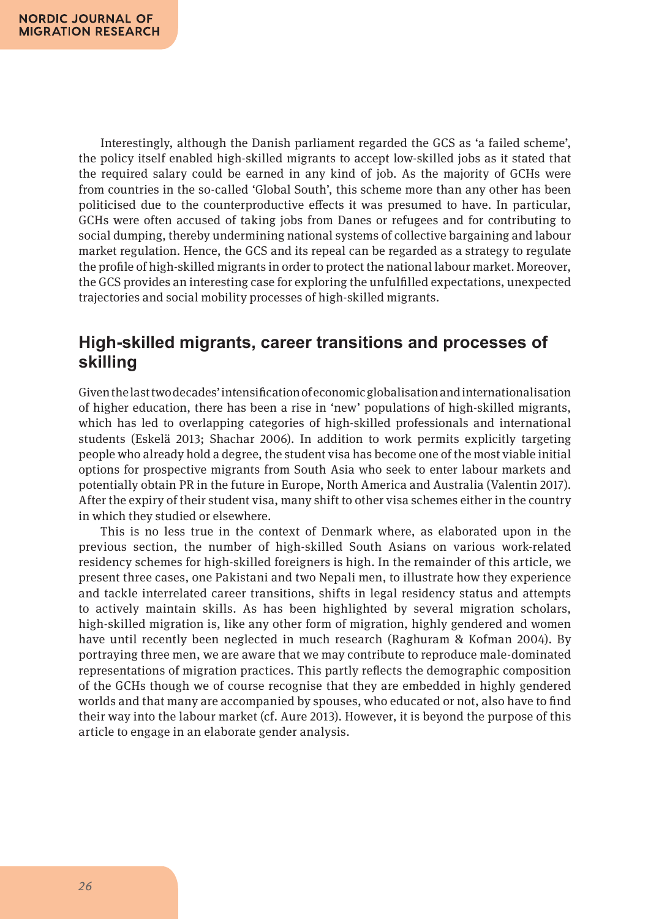Interestingly, although the Danish parliament regarded the GCS as 'a failed scheme', the policy itself enabled high-skilled migrants to accept low-skilled jobs as it stated that the required salary could be earned in any kind of job. As the majority of GCHs were from countries in the so-called 'Global South', this scheme more than any other has been politicised due to the counterproductive effects it was presumed to have. In particular, GCHs were often accused of taking jobs from Danes or refugees and for contributing to social dumping, thereby undermining national systems of collective bargaining and labour market regulation. Hence, the GCS and its repeal can be regarded as a strategy to regulate the profile of high-skilled migrants in order to protect the national labour market. Moreover, the GCS provides an interesting case for exploring the unfulfilled expectations, unexpected trajectories and social mobility processes of high-skilled migrants.

## High-skilled migrants, career transitions and processes of skilling

Given the last two decades' intensification of economic globalisation and internationalisation of higher education, there has been a rise in 'new' populations of high-skilled migrants, which has led to overlapping categories of high-skilled professionals and international students (Eskelä 2013; Shachar 2006). In addition to work permits explicitly targeting people who already hold a degree, the student visa has become one of the most viable initial options for prospective migrants from South Asia who seek to enter labour markets and potentially obtain PR in the future in Europe, North America and Australia (Valentin 2017). After the expiry of their student visa, many shift to other visa schemes either in the country in which they studied or elsewhere.

This is no less true in the context of Denmark where, as elaborated upon in the previous section, the number of high-skilled South Asians on various work-related residency schemes for high-skilled foreigners is high. In the remainder of this article, we present three cases, one Pakistani and two Nepali men, to illustrate how they experience and tackle interrelated career transitions, shifts in legal residency status and attempts to actively maintain skills. As has been highlighted by several migration scholars, high-skilled migration is, like any other form of migration, highly gendered and women have until recently been neglected in much research (Raghuram & Kofman 2004). By portraying three men, we are aware that we may contribute to reproduce male-dominated representations of migration practices. This partly reflects the demographic composition of the GCHs though we of course recognise that they are embedded in highly gendered worlds and that many are accompanied by spouses, who educated or not, also have to find their way into the labour market (cf. Aure 2013). However, it is beyond the purpose of this article to engage in an elaborate gender analysis.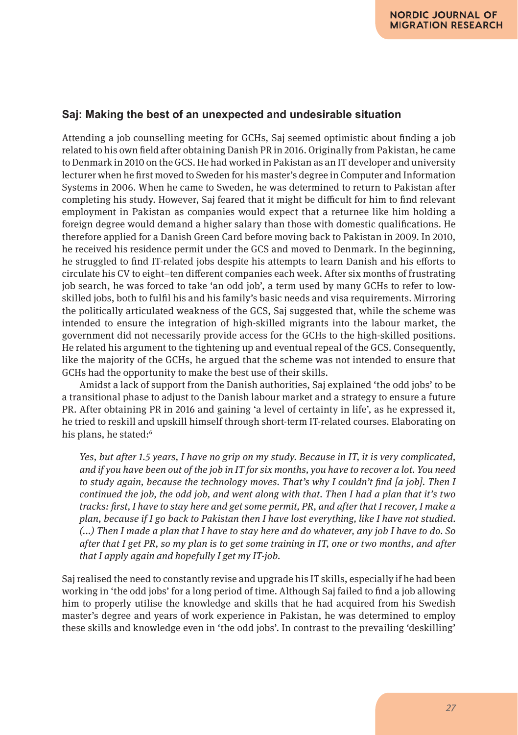### Saj: Making the best of an unexpected and undesirable situation

Attending a job counselling meeting for GCHs, Saj seemed optimistic about finding a job related to his own field after obtaining Danish PR in 2016. Originally from Pakistan, he came to Denmark in 2010 on the GCS. He had worked in Pakistan as an IT developer and university lecturer when he first moved to Sweden for his master's degree in Computer and Information Systems in 2006. When he came to Sweden, he was determined to return to Pakistan after completing his study. However, Saj feared that it might be difficult for him to find relevant employment in Pakistan as companies would expect that a returnee like him holding a foreign degree would demand a higher salary than those with domestic qualifications. He therefore applied for a Danish Green Card before moving back to Pakistan in 2009. In 2010, he received his residence permit under the GCS and moved to Denmark. In the beginning, he struggled to find IT-related jobs despite his attempts to learn Danish and his efforts to circulate his CV to eight–ten different companies each week. After six months of frustrating job search, he was forced to take 'an odd job', a term used by many GCHs to refer to low-skilled jobs, both to fulfil his and his family's basic needs and visa requirements. Mirroring the politically articulated weakness of the GCS, Saj suggested that, while the scheme was intended to ensure the integration of high-skilled migrants into the labour market, the government did not necessarily provide access for the GCHs to the high-skilled positions. He related his argument to the tightening up and eventual repeal of the GCS. Consequently, like the majority of the GCHs, he argued that the scheme was not intended to ensure that GCHs had the opportunity to make the best use of their skills.

Amidst a lack of support from the Danish authorities, Saj explained 'the odd jobs' to be a transitional phase to adjust to the Danish labour market and a strategy to ensure a future PR. After obtaining PR in 2016 and gaining 'a level of certainty in life', as he expressed it, he tried to reskill and upskill himself through short-term IT-related courses. Elaborating on his plans, he stated:[6]

> *Yes, but after 1.5 years, I have no grip on my study. Because in IT, it is very complicated, and if you have been out of the job in IT for six months, you have to recover a lot. You need to study again, because the technology moves. That's why I couldn't find [a job]. Then I continued the job, the odd job, and went along with that. Then I had a plan that it's two tracks: first, I have to stay here and get some permit, PR, and after that I recover, I make a plan, because if I go back to Pakistan then I have lost everything, like I have not studied. (...) Then I made a plan that I have to stay here and do whatever, any job I have to do. So after that I get PR, so my plan is to get some training in IT, one or two months, and after that I apply again and hopefully I get my IT-job.*

Saj realised the need to constantly revise and upgrade his IT skills, especially if he had been working in 'the odd jobs' for a long period of time. Although Saj failed to find a job allowing him to properly utilise the knowledge and skills that he had acquired from his Swedish master's degree and years of work experience in Pakistan, he was determined to employ these skills and knowledge even in 'the odd jobs'. In contrast to the prevailing 'deskilling'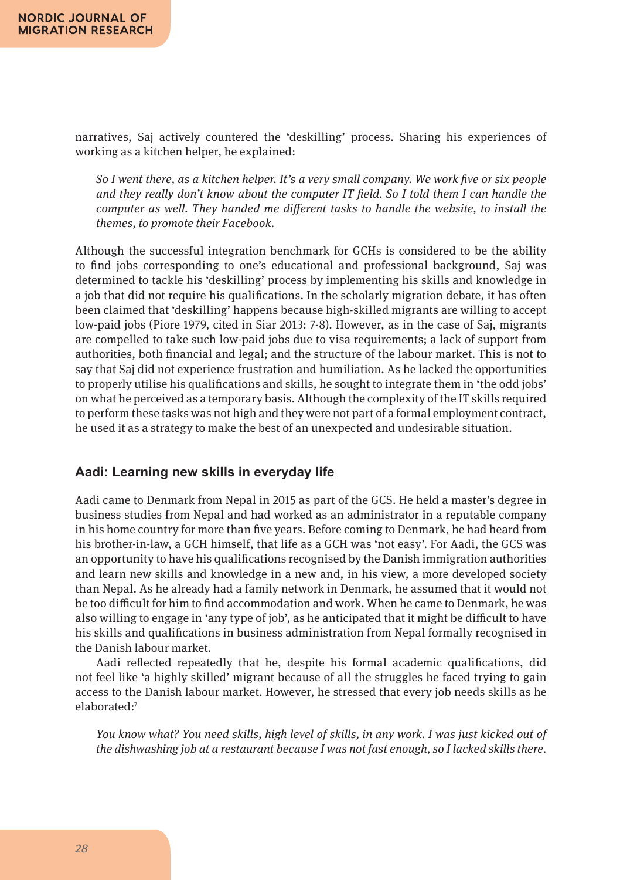narratives, Saj actively countered the 'deskilling' process. Sharing his experiences of working as a kitchen helper, he explained:

> *So I went there, as a kitchen helper. It's a very small company. We work five or six people and they really don't know about the computer IT field. So I told them I can handle the computer as well. They handed me different tasks to handle the website, to install the themes, to promote their Facebook.*

Although the successful integration benchmark for GCHs is considered to be the ability to find jobs corresponding to one's educational and professional background, Saj was determined to tackle his 'deskilling' process by implementing his skills and knowledge in a job that did not require his qualifications. In the scholarly migration debate, it has often been claimed that 'deskilling' happens because high-skilled migrants are willing to accept low-paid jobs (Piore 1979, cited in Siar 2013: 7-8). However, as in the case of Saj, migrants are compelled to take such low-paid jobs due to visa requirements; a lack of support from authorities, both financial and legal; and the structure of the labour market. This is not to say that Saj did not experience frustration and humiliation. As he lacked the opportunities to properly utilise his qualifications and skills, he sought to integrate them in 'the odd jobs' on what he perceived as a temporary basis. Although the complexity of the IT skills required to perform these tasks was not high and they were not part of a formal employment contract, he used it as a strategy to make the best of an unexpected and undesirable situation.

## Aadi: Learning new skills in everyday life

Aadi came to Denmark from Nepal in 2015 as part of the GCS. He held a master's degree in business studies from Nepal and had worked as an administrator in a reputable company in his home country for more than five years. Before coming to Denmark, he had heard from his brother-in-law, a GCH himself, that life as a GCH was 'not easy'. For Aadi, the GCS was an opportunity to have his qualifications recognised by the Danish immigration authorities and learn new skills and knowledge in a new and, in his view, a more developed society than Nepal. As he already had a family network in Denmark, he assumed that it would not be too difficult for him to find accommodation and work. When he came to Denmark, he was also willing to engage in 'any type of job', as he anticipated that it might be difficult to have his skills and qualifications in business administration from Nepal formally recognised in the Danish labour market.

Aadi reflected repeatedly that he, despite his formal academic qualifications, did not feel like 'a highly skilled' migrant because of all the struggles he faced trying to gain access to the Danish labour market. However, he stressed that every job needs skills as he elaborated:[7]

> *You know what? You need skills, high level of skills, in any work. I was just kicked out of the dishwashing job at a restaurant because I was not fast enough, so I lacked skills there.*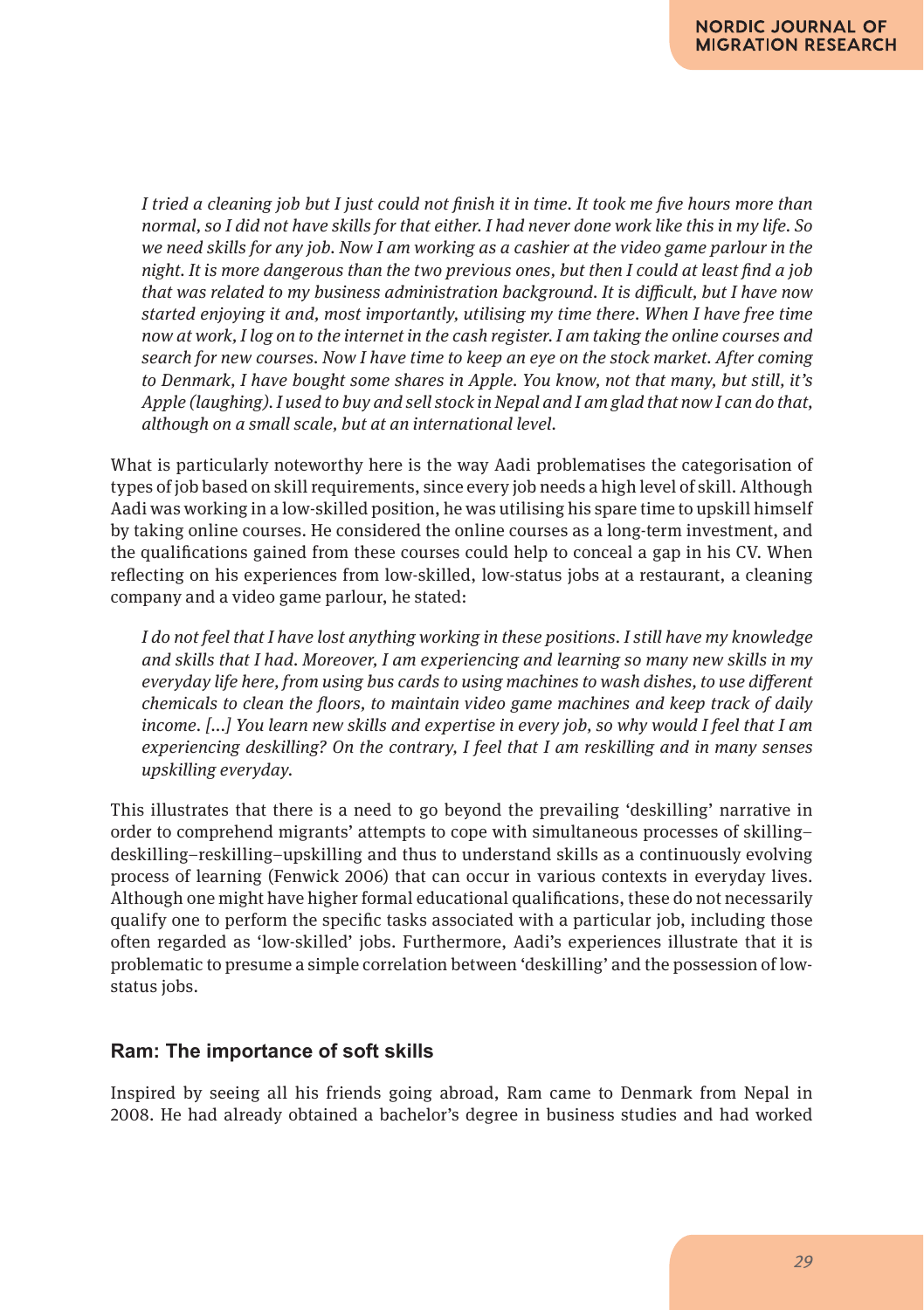*I tried a cleaning job but I just could not finish it in time. It took me five hours more than normal, so I did not have skills for that either. I had never done work like this in my life. So we need skills for any job. Now I am working as a cashier at the video game parlour in the night. It is more dangerous than the two previous ones, but then I could at least find a job that was related to my business administration background. It is difficult, but I have now started enjoying it and, most importantly, utilising my time there. When I have free time now at work, I log on to the internet in the cash register. I am taking the online courses and search for new courses. Now I have time to keep an eye on the stock market. After coming to Denmark, I have bought some shares in Apple. You know, not that many, but still, it's Apple (laughing). I used to buy and sell stock in Nepal and I am glad that now I can do that, although on a small scale, but at an international level.*

What is particularly noteworthy here is the way Aadi problematises the categorisation of types of job based on skill requirements, since every job needs a high level of skill. Although Aadi was working in a low-skilled position, he was utilising his spare time to upskill himself by taking online courses. He considered the online courses as a long-term investment, and the qualifications gained from these courses could help to conceal a gap in his CV. When reflecting on his experiences from low-skilled, low-status jobs at a restaurant, a cleaning company and a video game parlour, he stated:

*I do not feel that I have lost anything working in these positions. I still have my knowledge and skills that I had. Moreover, I am experiencing and learning so many new skills in my everyday life here, from using bus cards to using machines to wash dishes, to use different chemicals to clean the floors, to maintain video game machines and keep track of daily income. [...] You learn new skills and expertise in every job, so why would I feel that I am experiencing deskilling? On the contrary, I feel that I am reskilling and in many senses upskilling everyday.*

This illustrates that there is a need to go beyond the prevailing 'deskilling' narrative in order to comprehend migrants' attempts to cope with simultaneous processes of skilling–deskilling–reskilling–upskilling and thus to understand skills as a continuously evolving process of learning (Fenwick 2006) that can occur in various contexts in everyday lives. Although one might have higher formal educational qualifications, these do not necessarily qualify one to perform the specific tasks associated with a particular job, including those often regarded as 'low-skilled' jobs. Furthermore, Aadi's experiences illustrate that it is problematic to presume a simple correlation between 'deskilling' and the possession of low-status jobs.

### Ram: The importance of soft skills

Inspired by seeing all his friends going abroad, Ram came to Denmark from Nepal in 2008. He had already obtained a bachelor's degree in business studies and had worked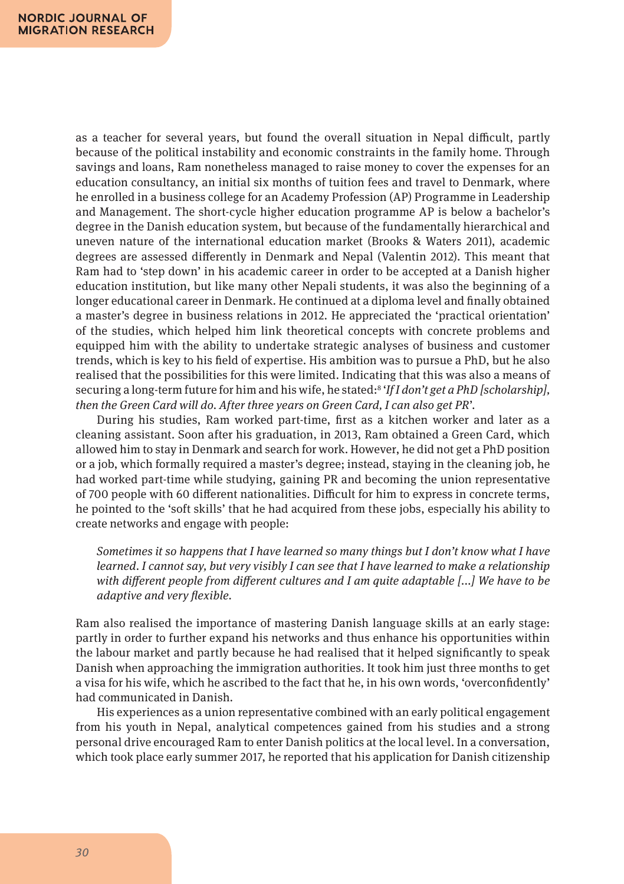as a teacher for several years, but found the overall situation in Nepal difficult, partly because of the political instability and economic constraints in the family home. Through savings and loans, Ram nonetheless managed to raise money to cover the expenses for an education consultancy, an initial six months of tuition fees and travel to Denmark, where he enrolled in a business college for an Academy Profession (AP) Programme in Leadership and Management. The short-cycle higher education programme AP is below a bachelor's degree in the Danish education system, but because of the fundamentally hierarchical and uneven nature of the international education market (Brooks & Waters 2011), academic degrees are assessed differently in Denmark and Nepal (Valentin 2012). This meant that Ram had to 'step down' in his academic career in order to be accepted at a Danish higher education institution, but like many other Nepali students, it was also the beginning of a longer educational career in Denmark. He continued at a diploma level and finally obtained a master's degree in business relations in 2012. He appreciated the 'practical orientation' of the studies, which helped him link theoretical concepts with concrete problems and equipped him with the ability to undertake strategic analyses of business and customer trends, which is key to his field of expertise. His ambition was to pursue a PhD, but he also realised that the possibilities for this were limited. Indicating that this was also a means of securing a long-term future for him and his wife, he stated:[8] '*If I don't get a PhD [scholarship], then the Green Card will do. After three years on Green Card, I can also get PR*'.

During his studies, Ram worked part-time, first as a kitchen worker and later as a cleaning assistant. Soon after his graduation, in 2013, Ram obtained a Green Card, which allowed him to stay in Denmark and search for work. However, he did not get a PhD position or a job, which formally required a master's degree; instead, staying in the cleaning job, he had worked part-time while studying, gaining PR and becoming the union representative of 700 people with 60 different nationalities. Difficult for him to express in concrete terms, he pointed to the 'soft skills' that he had acquired from these jobs, especially his ability to create networks and engage with people:

> *Sometimes it so happens that I have learned so many things but I don't know what I have learned. I cannot say, but very visibly I can see that I have learned to make a relationship with different people from different cultures and I am quite adaptable [...] We have to be adaptive and very flexible.*

Ram also realised the importance of mastering Danish language skills at an early stage: partly in order to further expand his networks and thus enhance his opportunities within the labour market and partly because he had realised that it helped significantly to speak Danish when approaching the immigration authorities. It took him just three months to get a visa for his wife, which he ascribed to the fact that he, in his own words, 'overconfidently' had communicated in Danish.

His experiences as a union representative combined with an early political engagement from his youth in Nepal, analytical competences gained from his studies and a strong personal drive encouraged Ram to enter Danish politics at the local level. In a conversation, which took place early summer 2017, he reported that his application for Danish citizenship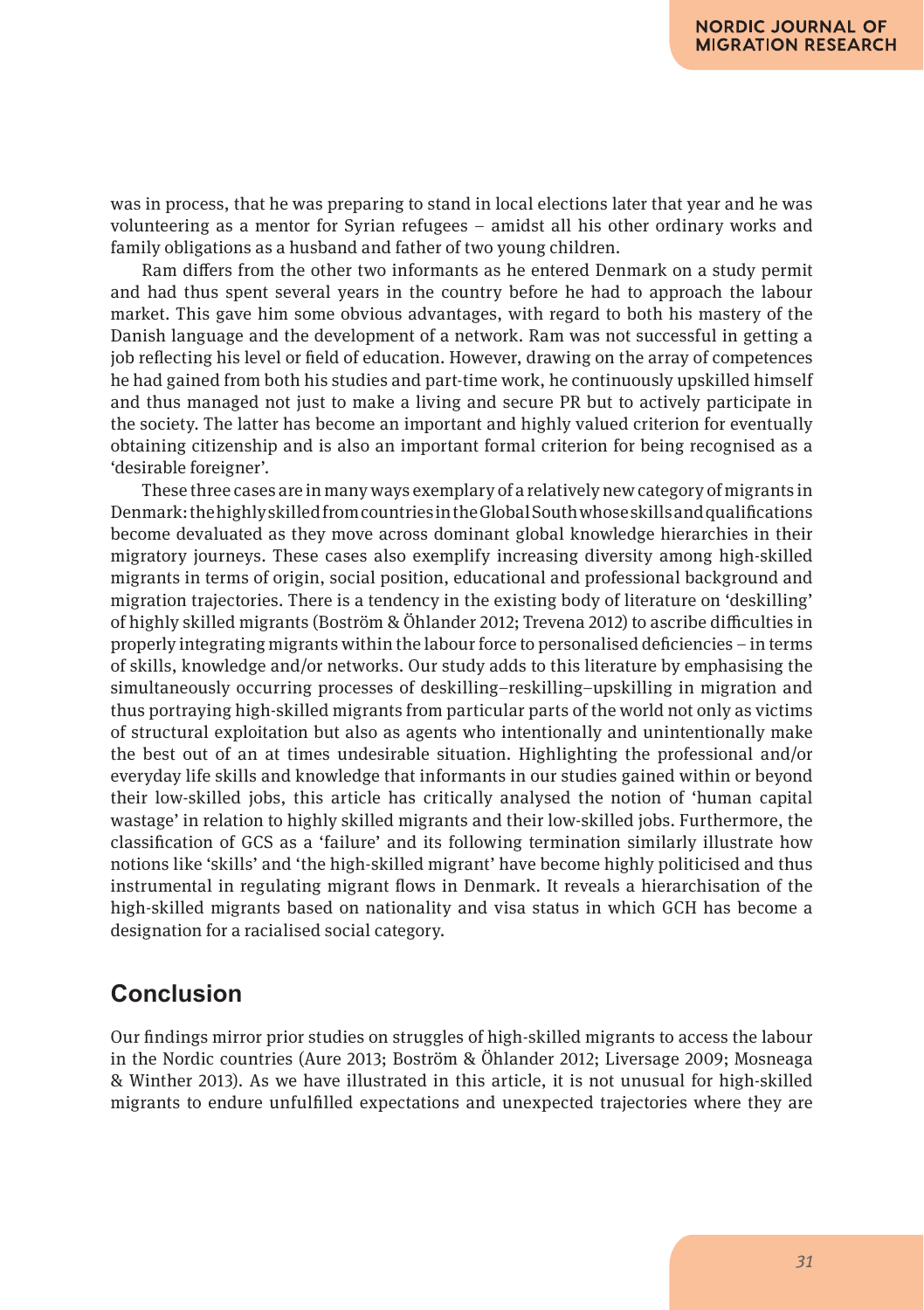was in process, that he was preparing to stand in local elections later that year and he was volunteering as a mentor for Syrian refugees – amidst all his other ordinary works and family obligations as a husband and father of two young children.

Ram differs from the other two informants as he entered Denmark on a study permit and had thus spent several years in the country before he had to approach the labour market. This gave him some obvious advantages, with regard to both his mastery of the Danish language and the development of a network. Ram was not successful in getting a job reflecting his level or field of education. However, drawing on the array of competences he had gained from both his studies and part-time work, he continuously upskilled himself and thus managed not just to make a living and secure PR but to actively participate in the society. The latter has become an important and highly valued criterion for eventually obtaining citizenship and is also an important formal criterion for being recognised as a 'desirable foreigner'.

These three cases are in many ways exemplary of a relatively new category of migrants in Denmark: the highly skilled from countries in the Global South whose skills and qualifications become devaluated as they move across dominant global knowledge hierarchies in their migratory journeys. These cases also exemplify increasing diversity among high-skilled migrants in terms of origin, social position, educational and professional background and migration trajectories. There is a tendency in the existing body of literature on 'deskilling' of highly skilled migrants (Boström & Öhlander 2012; Trevena 2012) to ascribe difficulties in properly integrating migrants within the labour force to personalised deficiencies – in terms of skills, knowledge and/or networks. Our study adds to this literature by emphasising the simultaneously occurring processes of deskilling–reskilling–upskilling in migration and thus portraying high-skilled migrants from particular parts of the world not only as victims of structural exploitation but also as agents who intentionally and unintentionally make the best out of an at times undesirable situation. Highlighting the professional and/or everyday life skills and knowledge that informants in our studies gained within or beyond their low-skilled jobs, this article has critically analysed the notion of 'human capital wastage' in relation to highly skilled migrants and their low-skilled jobs. Furthermore, the classification of GCS as a 'failure' and its following termination similarly illustrate how notions like 'skills' and 'the high-skilled migrant' have become highly politicised and thus instrumental in regulating migrant flows in Denmark. It reveals a hierarchisation of the high-skilled migrants based on nationality and visa status in which GCH has become a designation for a racialised social category.

## Conclusion

Our findings mirror prior studies on struggles of high-skilled migrants to access the labour in the Nordic countries (Aure 2013; Boström & Öhlander 2012; Liversage 2009; Mosneaga & Winther 2013). As we have illustrated in this article, it is not unusual for high-skilled migrants to endure unfulfilled expectations and unexpected trajectories where they are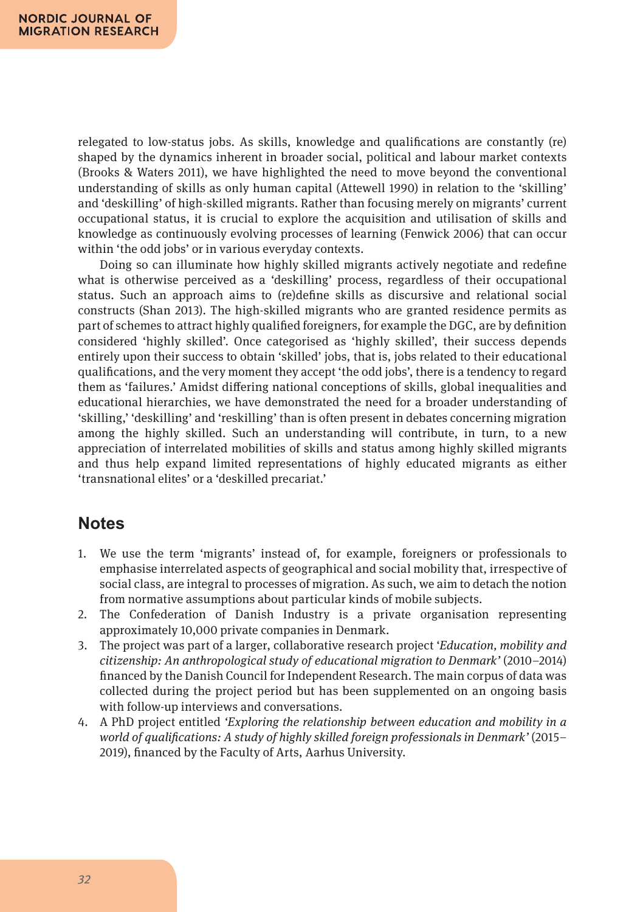relegated to low-status jobs. As skills, knowledge and qualifications are constantly (re) shaped by the dynamics inherent in broader social, political and labour market contexts (Brooks & Waters 2011), we have highlighted the need to move beyond the conventional understanding of skills as only human capital (Attewell 1990) in relation to the 'skilling' and 'deskilling' of high-skilled migrants. Rather than focusing merely on migrants' current occupational status, it is crucial to explore the acquisition and utilisation of skills and knowledge as continuously evolving processes of learning (Fenwick 2006) that can occur within 'the odd jobs' or in various everyday contexts.

Doing so can illuminate how highly skilled migrants actively negotiate and redefine what is otherwise perceived as a 'deskilling' process, regardless of their occupational status. Such an approach aims to (re)define skills as discursive and relational social constructs (Shan 2013). The high-skilled migrants who are granted residence permits as part of schemes to attract highly qualified foreigners, for example the DGC, are by definition considered 'highly skilled'. Once categorised as 'highly skilled', their success depends entirely upon their success to obtain 'skilled' jobs, that is, jobs related to their educational qualifications, and the very moment they accept 'the odd jobs', there is a tendency to regard them as 'failures.' Amidst differing national conceptions of skills, global inequalities and educational hierarchies, we have demonstrated the need for a broader understanding of 'skilling,' 'deskilling' and 'reskilling' than is often present in debates concerning migration among the highly skilled. Such an understanding will contribute, in turn, to a new appreciation of interrelated mobilities of skills and status among highly skilled migrants and thus help expand limited representations of highly educated migrants as either 'transnational elites' or a 'deskilled precariat.'

## Notes

1. We use the term 'migrants' instead of, for example, foreigners or professionals to emphasise interrelated aspects of geographical and social mobility that, irrespective of social class, are integral to processes of migration. As such, we aim to detach the notion from normative assumptions about particular kinds of mobile subjects.
2. The Confederation of Danish Industry is a private organisation representing approximately 10,000 private companies in Denmark.
3. The project was part of a larger, collaborative research project '*Education, mobility and citizenship: An anthropological study of educational migration to Denmark*' (2010–2014) financed by the Danish Council for Independent Research. The main corpus of data was collected during the project period but has been supplemented on an ongoing basis with follow-up interviews and conversations.
4. A PhD project entitled *'Exploring the relationship between education and mobility in a world of qualifications: A study of highly skilled foreign professionals in Denmark'* (2015–2019), financed by the Faculty of Arts, Aarhus University.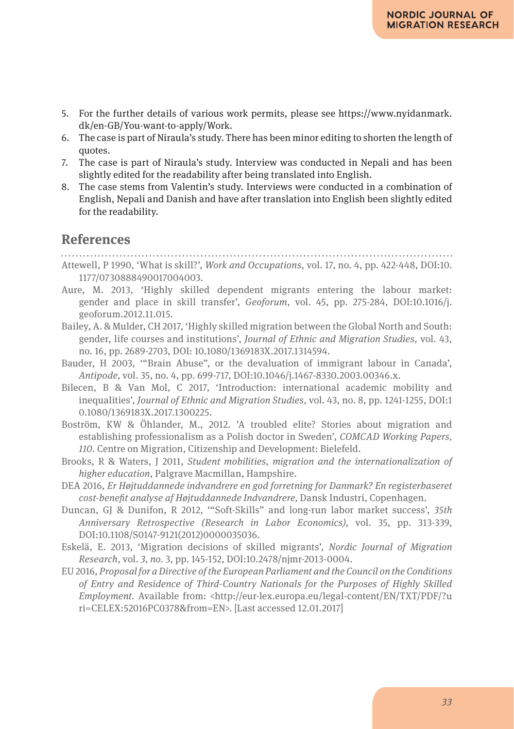5. For the further details of various work permits, please see https://www.nyidanmark.dk/en-GB/You-want-to-apply/Work.
6. The case is part of Niraula's study. There has been minor editing to shorten the length of quotes.
7. The case is part of Niraula's study. Interview was conducted in Nepali and has been slightly edited for the readability after being translated into English.
8. The case stems from Valentin's study. Interviews were conducted in a combination of English, Nepali and Danish and have after translation into English been slightly edited for the readability.

## References

Attewell, P 1990, 'What is skill?', *Work and Occupations*, vol. 17, no. 4, pp. 422-448, DOI:10.1177/0730888490017004003.

Aure, M. 2013, 'Highly skilled dependent migrants entering the labour market: gender and place in skill transfer', *Geoforum*, vol. 45, pp. 275-284, DOI:10.1016/j.geoforum.2012.11.015.

Bailey, A. & Mulder, CH 2017, 'Highly skilled migration between the Global North and South: gender, life courses and institutions', *Journal of Ethnic and Migration Studies*, vol. 43, no. 16, pp. 2689-2703, DOI: 10.1080/1369183X.2017.1314594.

Bauder, H 2003, '"Brain Abuse", or the devaluation of immigrant labour in Canada', *Antipode,* vol. 35, no. 4, pp. 699-717, DOI:10.1046/j.1467-8330.2003.00346.x.

Bilecen, B & Van Mol, C 2017, 'Introduction: international academic mobility and inequalities', *Journal of Ethnic and Migration Studies*, vol. 43, no. 8, pp. 1241-1255, DOI:10.1080/1369183X.2017.1300225.

Boström, KW & Öhlander, M., 2012. 'A troubled elite? Stories about migration and establishing professionalism as a Polish doctor in Sweden', *COMCAD Working Papers, 110*. Centre on Migration, Citizenship and Development: Bielefeld.

Brooks, R & Waters, J 2011, *Student mobilities, migration and the internationalization of higher education*, Palgrave Macmillan, Hampshire.

DEA 2016, *Er Højtuddannede indvandrere en god forretning for Danmark? En registerbaseret cost-benefit analyse af Højtuddannede Indvandrere,* Dansk Industri, Copenhagen.

Duncan, GJ & Dunifon, R 2012, '"Soft-Skills" and long-run labor market success', *35th Anniversary Retrospective (Research in Labor Economics)*, vol. 35, pp. 313-339, DOI:10.1108/S0147-9121(2012)0000035036.

Eskelä, E. 2013, 'Migration decisions of skilled migrants', *Nordic Journal of Migration Research*, vol. *3, no.* 3, pp. 145-152, DOI:10.2478/njmr-2013-0004.

EU 2016, *Proposal for a Directive of the European Parliament and the Council on the Conditions of Entry and Residence of Third-Country Nationals for the Purposes of Highly Skilled Employment.* Available from: <http://eur-lex.europa.eu/legal-content/EN/TXT/PDF/?uri=CELEX:52016PC0378&from=EN>. [Last accessed 12.01.2017]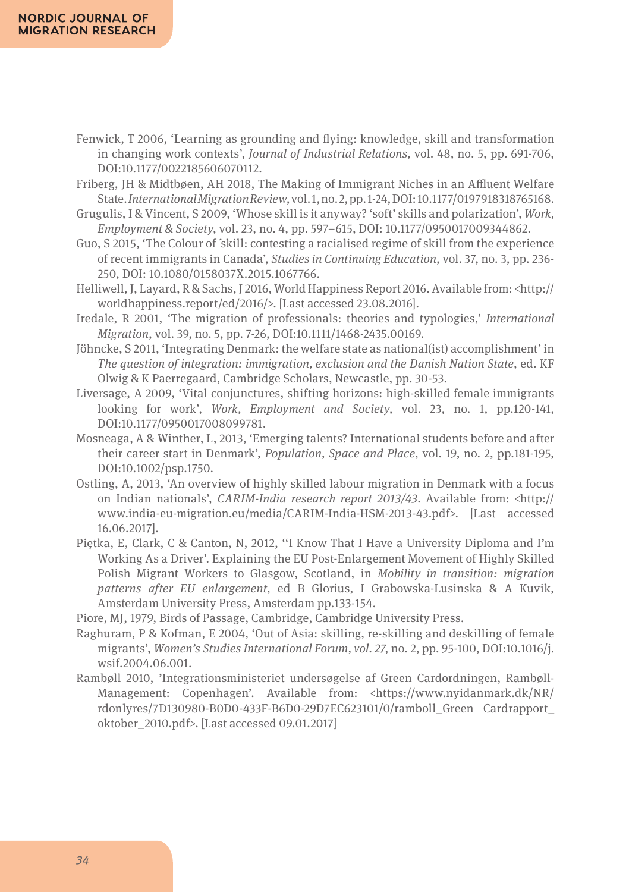Fenwick, T 2006, 'Learning as grounding and flying: knowledge, skill and transformation in changing work contexts', *Journal of Industrial Relations*, vol. 48, no. 5, pp. 691-706, DOI:10.1177/0022185606070112.

Friberg, JH & Midtbøen, AH 2018, The Making of Immigrant Niches in an Affluent Welfare State. *International Migration Review*, vol. 1, no. 2, pp. 1-24, DOI: 10.1177/0197918318765168.

Grugulis, I & Vincent, S 2009, 'Whose skill is it anyway? 'soft' skills and polarization', *Work, Employment & Society*, vol. 23, no. 4, pp. 597–615, DOI: 10.1177/0950017009344862.

Guo, S 2015, 'The Colour of ´skill: contesting a racialised regime of skill from the experience of recent immigrants in Canada', *Studies in Continuing Education*, vol. 37, no. 3, pp. 236-250, DOI: 10.1080/0158037X.2015.1067766.

Helliwell, J, Layard, R & Sachs, J 2016, World Happiness Report 2016. Available from: <http://worldhappiness.report/ed/2016/>. [Last accessed 23.08.2016].

Iredale, R 2001, 'The migration of professionals: theories and typologies,' *International Migration*, vol. 39, no. 5, pp. 7-26, DOI:10.1111/1468-2435.00169.

Jöhncke, S 2011, 'Integrating Denmark: the welfare state as national(ist) accomplishment' in *The question of integration: immigration, exclusion and the Danish Nation State*, ed. KF Olwig & K Paerregaard, Cambridge Scholars, Newcastle, pp. 30-53.

Liversage, A 2009, 'Vital conjunctures, shifting horizons: high-skilled female immigrants looking for work', *Work, Employment and Society*, vol. 23, no. 1, pp.120-141, DOI:10.1177/0950017008099781.

Mosneaga, A & Winther, L, 2013, 'Emerging talents? International students before and after their career start in Denmark', *Population, Space and Place*, vol. 19, no. 2, pp.181-195, DOI:10.1002/psp.1750.

Ostling, A, 2013, 'An overview of highly skilled labour migration in Denmark with a focus on Indian nationals', *CARIM-India research report 2013/43*. Available from: <http://www.india-eu-migration.eu/media/CARIM-India-HSM-2013-43.pdf>. [Last accessed 16.06.2017].

Piętka, E, Clark, C & Canton, N, 2012, ''I Know That I Have a University Diploma and I'm Working As a Driver'. Explaining the EU Post-Enlargement Movement of Highly Skilled Polish Migrant Workers to Glasgow, Scotland, in *Mobility in transition: migration patterns after EU enlargement*, ed B Glorius, I Grabowska-Lusinska & A Kuvik, Amsterdam University Press, Amsterdam pp.133-154.

Piore, MJ, 1979, Birds of Passage, Cambridge, Cambridge University Press.

Raghuram, P & Kofman, E 2004, 'Out of Asia: skilling, re-skilling and deskilling of female migrants', *Women's Studies International Forum*, *vol. 27*, no. 2, pp. 95-100, DOI:10.1016/j.wsif.2004.06.001.

Rambøll 2010, 'Integrationsministeriet undersøgelse af Green Cardordningen, Rambøll-Management: Copenhagen'. Available from: <https://www.nyidanmark.dk/NR/rdonlyres/7D130980-B0D0-433F-B6D0-29D7EC623101/0/ramboll_Green Cardrapport_oktober_2010.pdf>. [Last accessed 09.01.2017]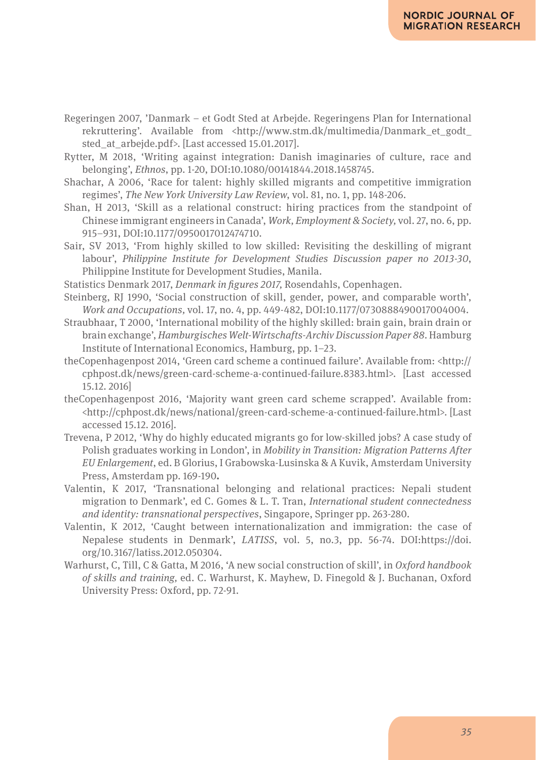Regeringen 2007, 'Danmark – et Godt Sted at Arbejde. Regeringens Plan for International rekruttering'. Available from <http://www.stm.dk/multimedia/Danmark_et_godt_sted_at_arbejde.pdf>. [Last accessed 15.01.2017].

Rytter, M 2018, 'Writing against integration: Danish imaginaries of culture, race and belonging', *Ethnos*, pp. 1-20, DOI:10.1080/00141844.2018.1458745.

Shachar, A 2006, 'Race for talent: highly skilled migrants and competitive immigration regimes', *The New York University Law Review*, vol. 81, no. 1, pp. 148-206.

Shan, H 2013, 'Skill as a relational construct: hiring practices from the standpoint of Chinese immigrant engineers in Canada', *Work, Employment & Society*, vol. 27, no. 6, pp. 915–931, DOI:10.1177/0950017012474710.

Sair, SV 2013, 'From highly skilled to low skilled: Revisiting the deskilling of migrant labour', *Philippine Institute for Development Studies Discussion paper no 2013-30*, Philippine Institute for Development Studies, Manila.

Statistics Denmark 2017, *Denmark in figures 2017*, Rosendahls, Copenhagen.

Steinberg, RJ 1990, 'Social construction of skill, gender, power, and comparable worth', *Work and Occupations*, vol. 17, no. 4, pp. 449-482, DOI:10.1177/0730888490017004004.

Straubhaar, T 2000, 'International mobility of the highly skilled: brain gain, brain drain or brain exchange', *Hamburgisches Welt-Wirtschafts-Archiv Discussion Paper 88*. Hamburg Institute of International Economics, Hamburg, pp. 1–23.

theCopenhagenpost 2014, 'Green card scheme a continued failure'. Available from: <http://cphpost.dk/news/green-card-scheme-a-continued-failure.8383.html>. [Last accessed 15.12. 2016]

theCopenhagenpost 2016, 'Majority want green card scheme scrapped'. Available from: <http://cphpost.dk/news/national/green-card-scheme-a-continued-failure.html>. [Last accessed 15.12. 2016].

Trevena, P 2012, 'Why do highly educated migrants go for low-skilled jobs? A case study of Polish graduates working in London', in *Mobility in Transition: Migration Patterns After EU Enlargement*, ed. B Glorius, I Grabowska-Lusinska & A Kuvik, Amsterdam University Press, Amsterdam pp. 169-190**.**

Valentin, K 2017, 'Transnational belonging and relational practices: Nepali student migration to Denmark', ed C. Gomes & L. T. Tran, *International student connectedness and identity: transnational perspectives*, Singapore, Springer pp. 263-280.

Valentin, K 2012, 'Caught between internationalization and immigration: the case of Nepalese students in Denmark', *LATISS*, vol. 5, no.3, pp. 56-74. DOI:https://doi.org/10.3167/latiss.2012.050304.

Warhurst, C, Till, C & Gatta, M 2016, 'A new social construction of skill', in *Oxford handbook of skills and training*, ed. C. Warhurst, K. Mayhew, D. Finegold & J. Buchanan, Oxford University Press: Oxford, pp. 72-91.